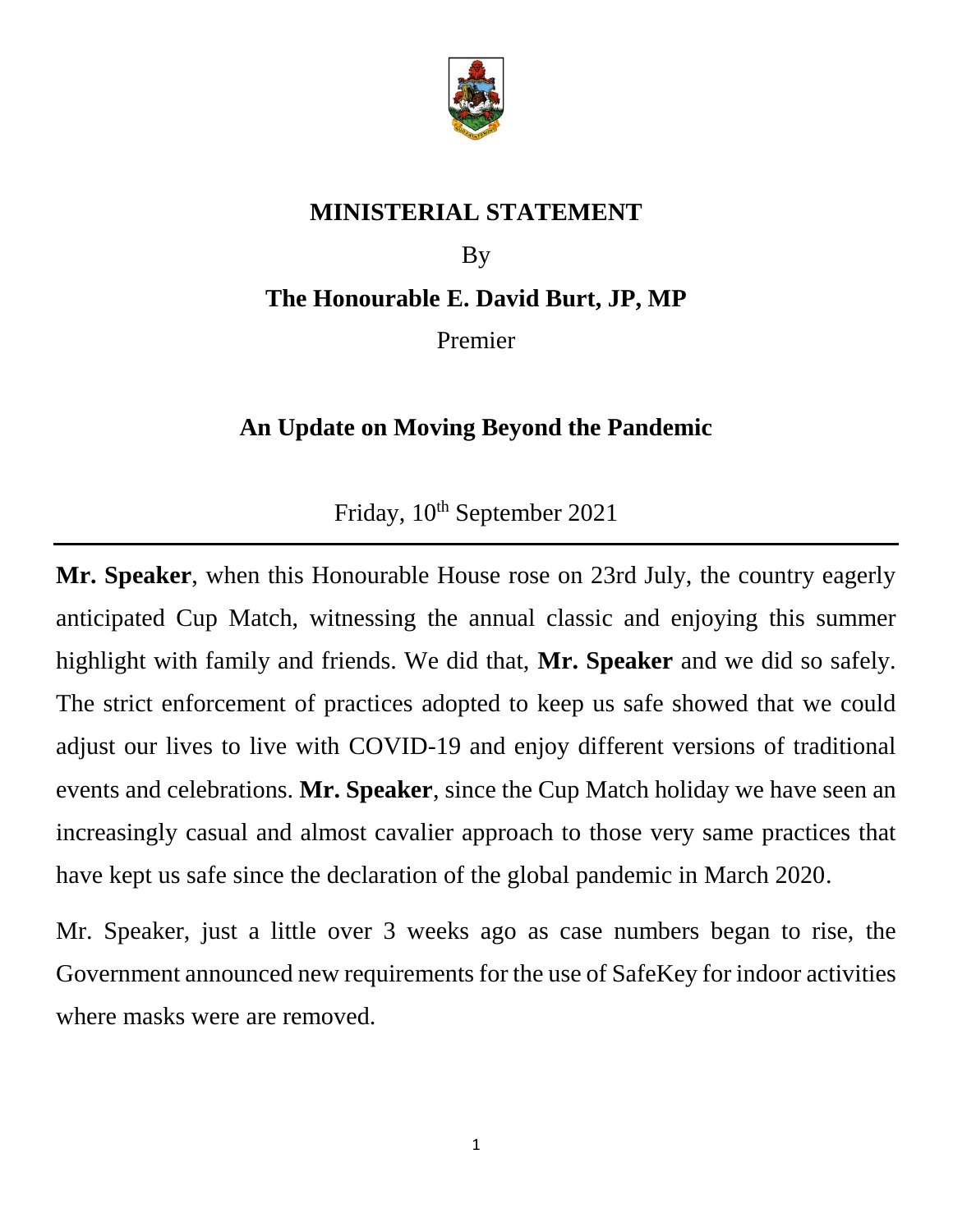# MINISTERIAL STATEMENT

By

**The Honourable E. David Burt, JP, MP**

Premier

## An Update on Moving Beyond the Pandemic

Friday, 10th September 2021

---

**Mr. Speaker**, when this Honourable House rose on 23rd July, the country eagerly anticipated Cup Match, witnessing the annual classic and enjoying this summer highlight with family and friends. We did that, **Mr. Speaker** and we did so safely. The strict enforcement of practices adopted to keep us safe showed that we could adjust our lives to live with COVID-19 and enjoy different versions of traditional events and celebrations. **Mr. Speaker**, since the Cup Match holiday we have seen an increasingly casual and almost cavalier approach to those very same practices that have kept us safe since the declaration of the global pandemic in March 2020.

Mr. Speaker, just a little over 3 weeks ago as case numbers began to rise, the Government announced new requirements for the use of SafeKey for indoor activities where masks were are removed.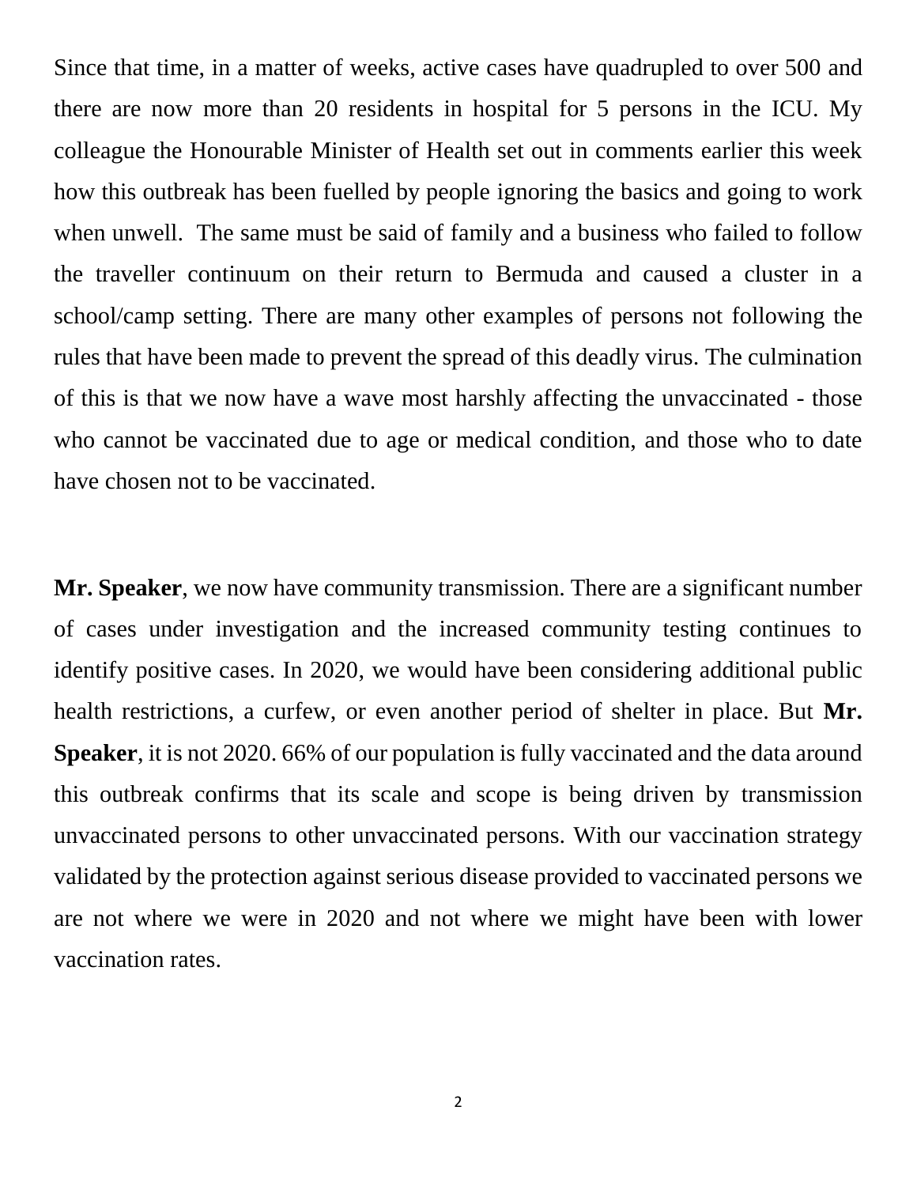Since that time, in a matter of weeks, active cases have quadrupled to over 500 and there are now more than 20 residents in hospital for 5 persons in the ICU. My colleague the Honourable Minister of Health set out in comments earlier this week how this outbreak has been fuelled by people ignoring the basics and going to work when unwell. The same must be said of family and a business who failed to follow the traveller continuum on their return to Bermuda and caused a cluster in a school/camp setting. There are many other examples of persons not following the rules that have been made to prevent the spread of this deadly virus. The culmination of this is that we now have a wave most harshly affecting the unvaccinated - those who cannot be vaccinated due to age or medical condition, and those who to date have chosen not to be vaccinated.

**Mr. Speaker**, we now have community transmission. There are a significant number of cases under investigation and the increased community testing continues to identify positive cases. In 2020, we would have been considering additional public health restrictions, a curfew, or even another period of shelter in place. But **Mr. Speaker**, it is not 2020. 66% of our population is fully vaccinated and the data around this outbreak confirms that its scale and scope is being driven by transmission unvaccinated persons to other unvaccinated persons. With our vaccination strategy validated by the protection against serious disease provided to vaccinated persons we are not where we were in 2020 and not where we might have been with lower vaccination rates.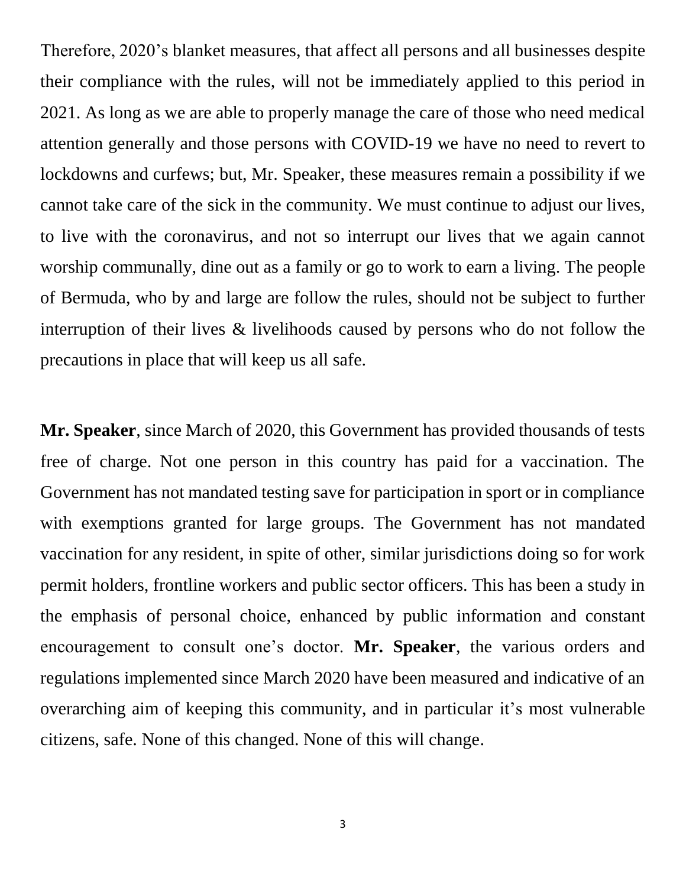Therefore, 2020's blanket measures, that affect all persons and all businesses despite their compliance with the rules, will not be immediately applied to this period in 2021. As long as we are able to properly manage the care of those who need medical attention generally and those persons with COVID-19 we have no need to revert to lockdowns and curfews; but, Mr. Speaker, these measures remain a possibility if we cannot take care of the sick in the community. We must continue to adjust our lives, to live with the coronavirus, and not so interrupt our lives that we again cannot worship communally, dine out as a family or go to work to earn a living. The people of Bermuda, who by and large are follow the rules, should not be subject to further interruption of their lives & livelihoods caused by persons who do not follow the precautions in place that will keep us all safe.

**Mr. Speaker**, since March of 2020, this Government has provided thousands of tests free of charge. Not one person in this country has paid for a vaccination. The Government has not mandated testing save for participation in sport or in compliance with exemptions granted for large groups. The Government has not mandated vaccination for any resident, in spite of other, similar jurisdictions doing so for work permit holders, frontline workers and public sector officers. This has been a study in the emphasis of personal choice, enhanced by public information and constant encouragement to consult one's doctor. **Mr. Speaker**, the various orders and regulations implemented since March 2020 have been measured and indicative of an overarching aim of keeping this community, and in particular it's most vulnerable citizens, safe. None of this changed. None of this will change.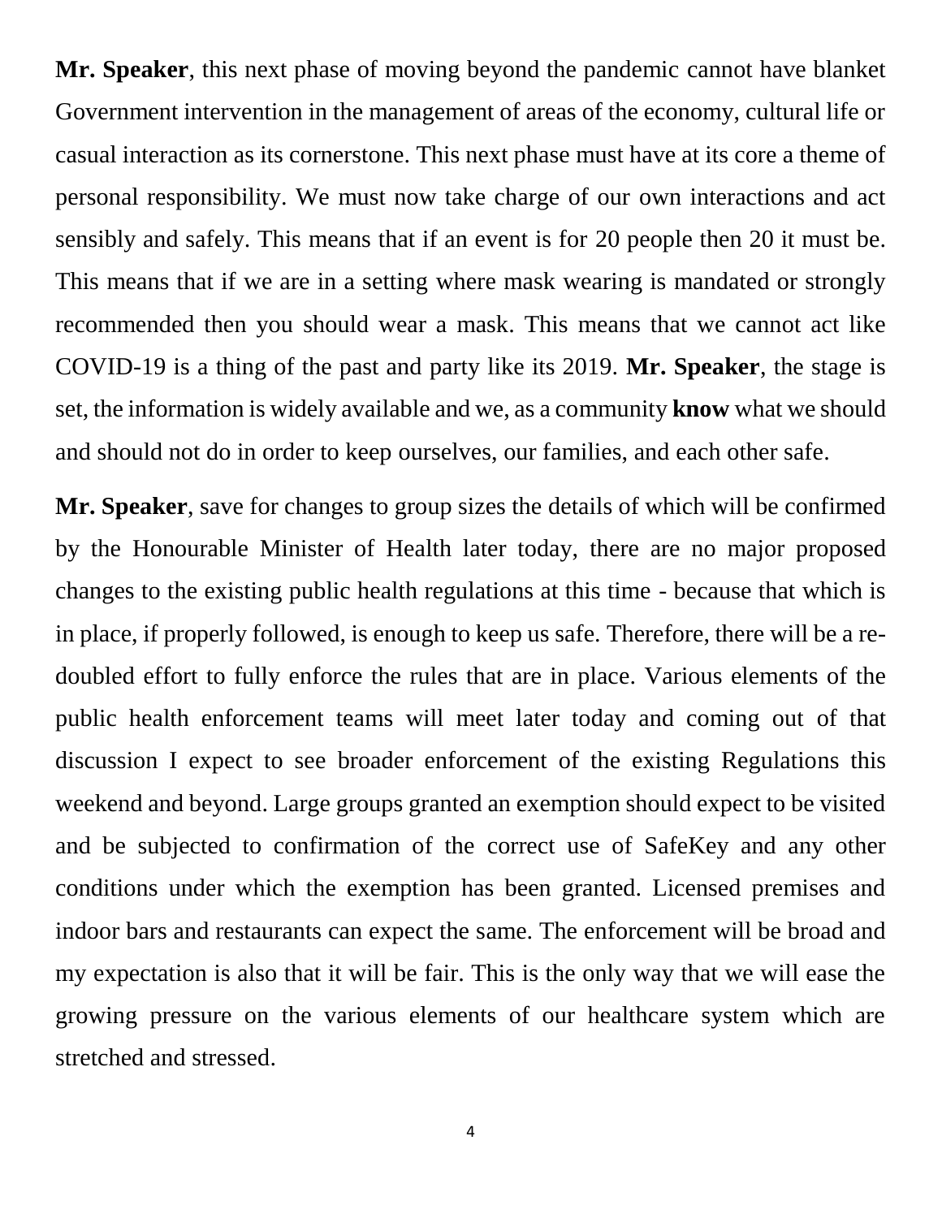**Mr. Speaker**, this next phase of moving beyond the pandemic cannot have blanket Government intervention in the management of areas of the economy, cultural life or casual interaction as its cornerstone. This next phase must have at its core a theme of personal responsibility. We must now take charge of our own interactions and act sensibly and safely. This means that if an event is for 20 people then 20 it must be. This means that if we are in a setting where mask wearing is mandated or strongly recommended then you should wear a mask. This means that we cannot act like COVID-19 is a thing of the past and party like its 2019. **Mr. Speaker**, the stage is set, the information is widely available and we, as a community **know** what we should and should not do in order to keep ourselves, our families, and each other safe.

**Mr. Speaker**, save for changes to group sizes the details of which will be confirmed by the Honourable Minister of Health later today, there are no major proposed changes to the existing public health regulations at this time - because that which is in place, if properly followed, is enough to keep us safe. Therefore, there will be a re-doubled effort to fully enforce the rules that are in place. Various elements of the public health enforcement teams will meet later today and coming out of that discussion I expect to see broader enforcement of the existing Regulations this weekend and beyond. Large groups granted an exemption should expect to be visited and be subjected to confirmation of the correct use of SafeKey and any other conditions under which the exemption has been granted. Licensed premises and indoor bars and restaurants can expect the same. The enforcement will be broad and my expectation is also that it will be fair. This is the only way that we will ease the growing pressure on the various elements of our healthcare system which are stretched and stressed.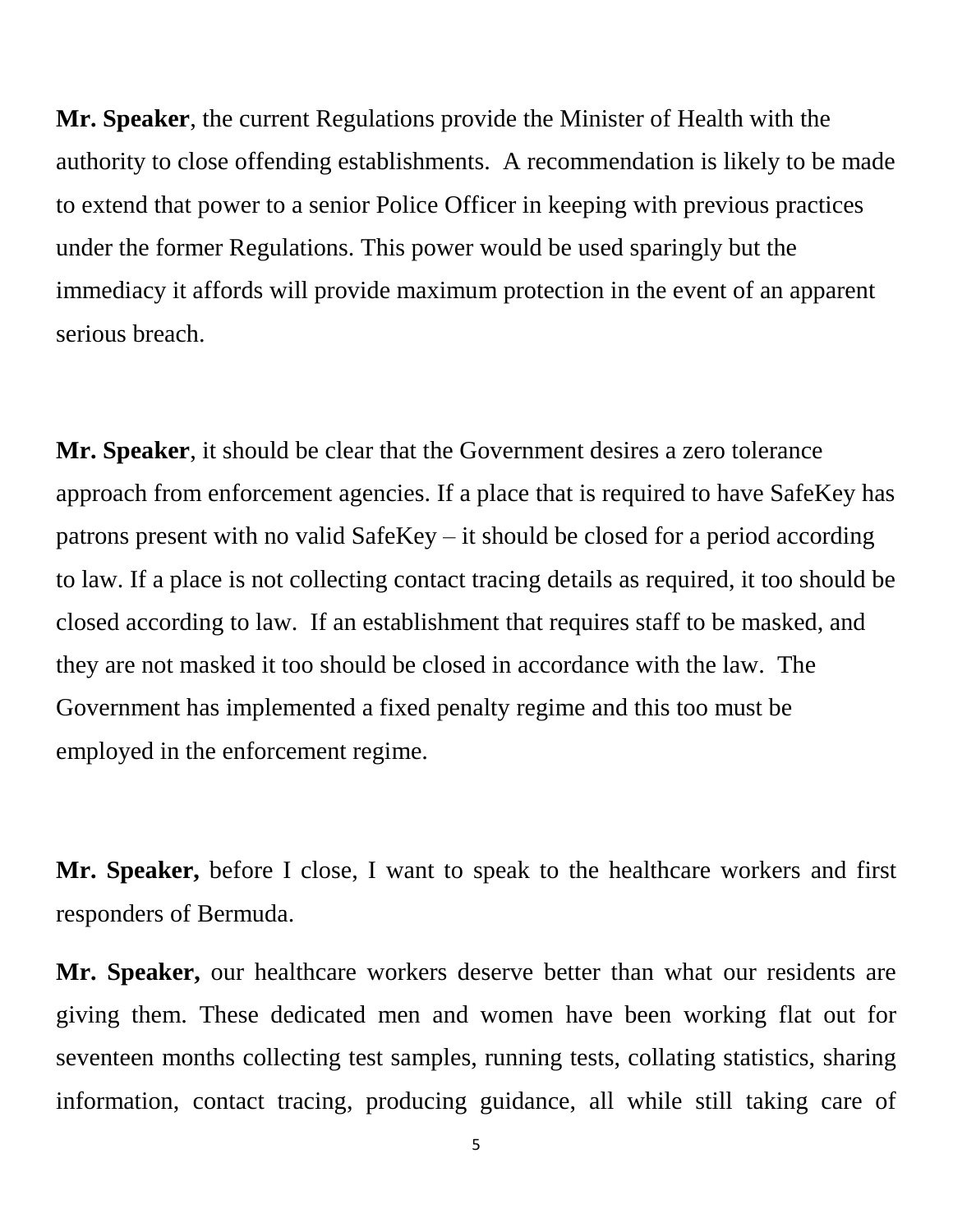**Mr. Speaker**, the current Regulations provide the Minister of Health with the authority to close offending establishments.  A recommendation is likely to be made to extend that power to a senior Police Officer in keeping with previous practices under the former Regulations. This power would be used sparingly but the immediacy it affords will provide maximum protection in the event of an apparent serious breach.

**Mr. Speaker**, it should be clear that the Government desires a zero tolerance approach from enforcement agencies. If a place that is required to have SafeKey has patrons present with no valid SafeKey – it should be closed for a period according to law. If a place is not collecting contact tracing details as required, it too should be closed according to law.  If an establishment that requires staff to be masked, and they are not masked it too should be closed in accordance with the law.  The Government has implemented a fixed penalty regime and this too must be employed in the enforcement regime.

**Mr. Speaker,** before I close, I want to speak to the healthcare workers and first responders of Bermuda.

**Mr. Speaker,** our healthcare workers deserve better than what our residents are giving them. These dedicated men and women have been working flat out for seventeen months collecting test samples, running tests, collating statistics, sharing information, contact tracing, producing guidance, all while still taking care of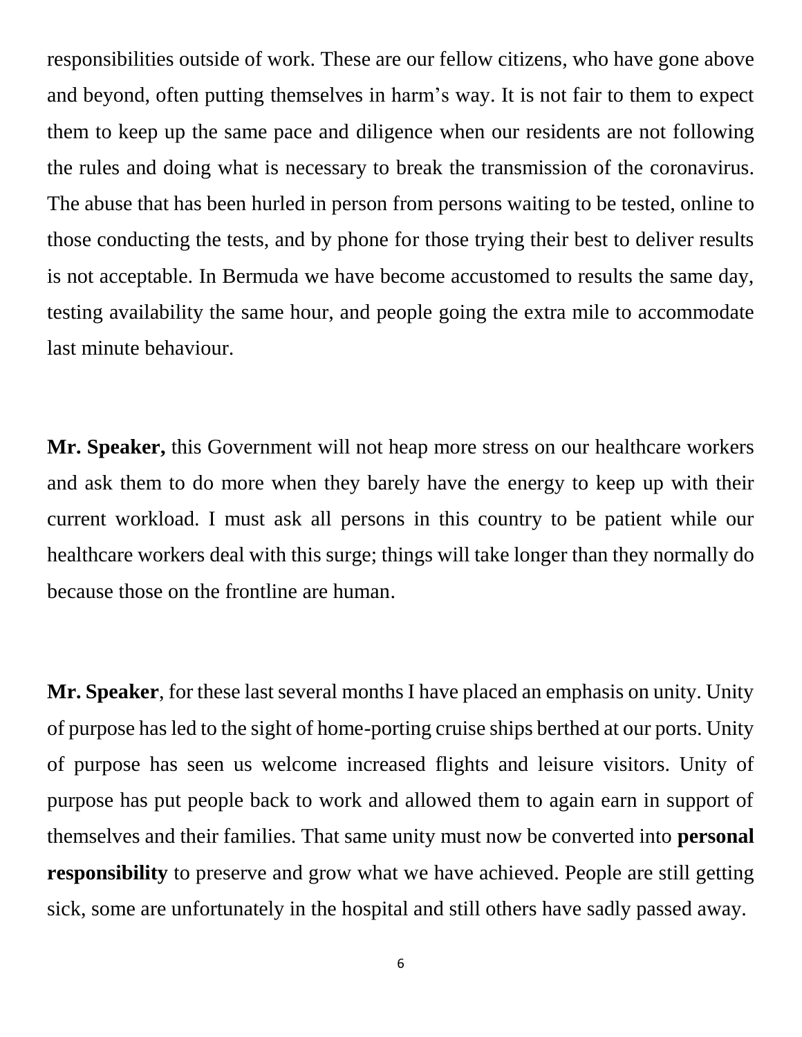responsibilities outside of work. These are our fellow citizens, who have gone above and beyond, often putting themselves in harm's way. It is not fair to them to expect them to keep up the same pace and diligence when our residents are not following the rules and doing what is necessary to break the transmission of the coronavirus. The abuse that has been hurled in person from persons waiting to be tested, online to those conducting the tests, and by phone for those trying their best to deliver results is not acceptable. In Bermuda we have become accustomed to results the same day, testing availability the same hour, and people going the extra mile to accommodate last minute behaviour.

**Mr. Speaker,** this Government will not heap more stress on our healthcare workers and ask them to do more when they barely have the energy to keep up with their current workload. I must ask all persons in this country to be patient while our healthcare workers deal with this surge; things will take longer than they normally do because those on the frontline are human.

**Mr. Speaker**, for these last several months I have placed an emphasis on unity. Unity of purpose has led to the sight of home-porting cruise ships berthed at our ports. Unity of purpose has seen us welcome increased flights and leisure visitors. Unity of purpose has put people back to work and allowed them to again earn in support of themselves and their families. That same unity must now be converted into **personal responsibility** to preserve and grow what we have achieved. People are still getting sick, some are unfortunately in the hospital and still others have sadly passed away.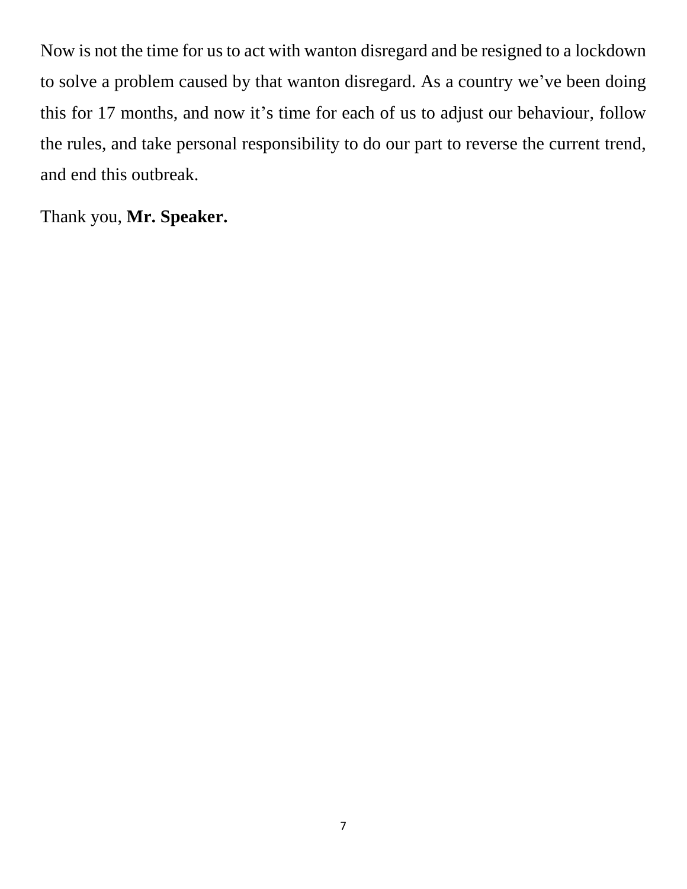Now is not the time for us to act with wanton disregard and be resigned to a lockdown to solve a problem caused by that wanton disregard. As a country we’ve been doing this for 17 months, and now it’s time for each of us to adjust our behaviour, follow the rules, and take personal responsibility to do our part to reverse the current trend, and end this outbreak.

Thank you, **Mr. Speaker.**